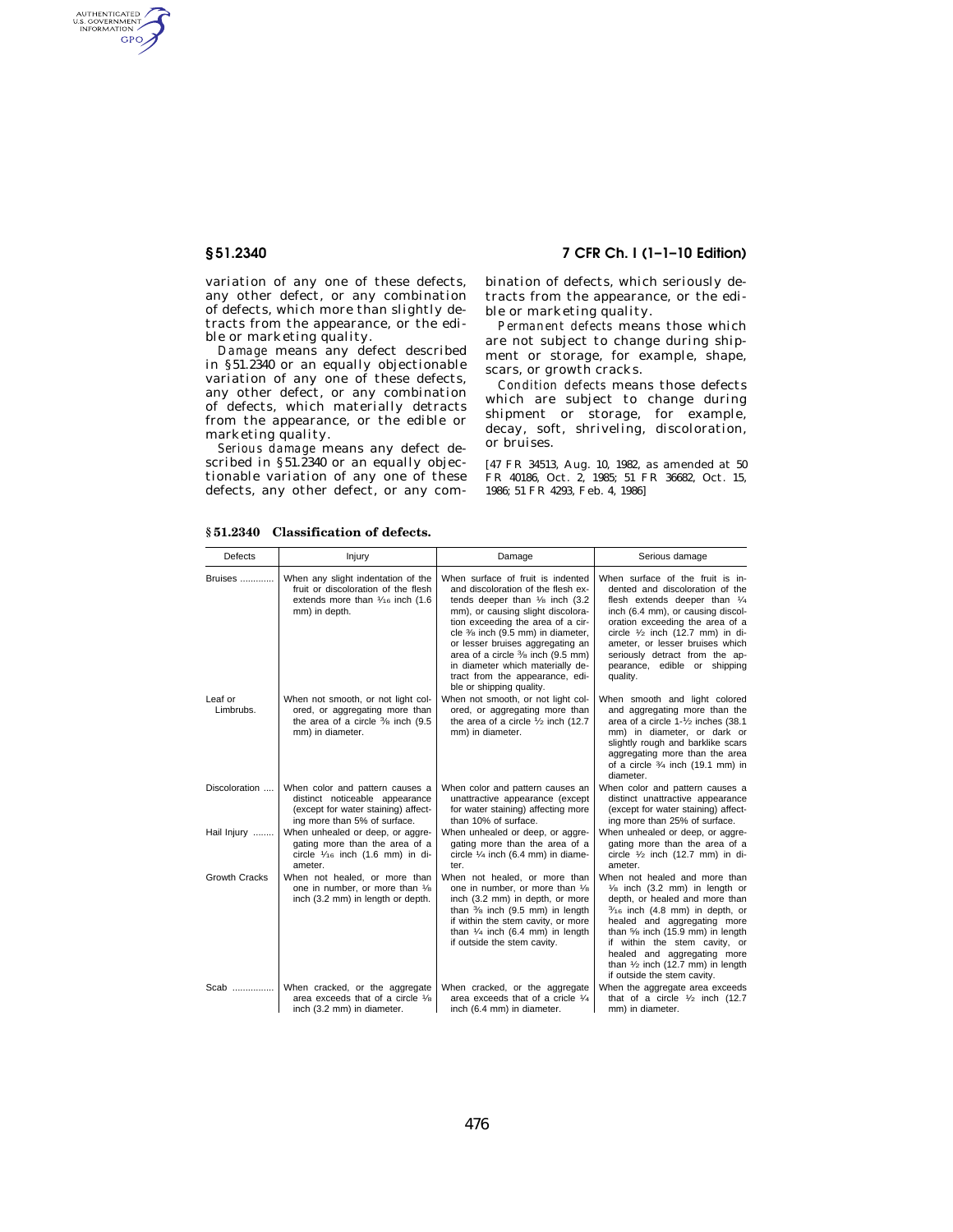variation of any one of these defects, any other defect, or any combination of defects, which more than slightly detracts from the appearance, or the edible or marketing quality.

*Damage* means any defect described in §51.2340 or an equally objectionable variation of any one of these defects, any other defect, or any combination of defects, which materially detracts from the appearance, or the edible or marketing quality.

*Serious damage* means any defect described in §51.2340 or an equally objectionable variation of any one of these defects, any other defect, or any combination of defects, which seriously detracts from the appearance, or the edible or marketing quality.

*Permanent defects* means those which are not subject to change during shipment or storage, for example, shape, scars, or growth cracks.

*Condition defects* means those defects which are subject to change during shipment or storage, for example, decay, soft, shriveling, discoloration, or bruises.

[47 FR 34513, Aug. 10, 1982, as amended at 50 FR 40186, Oct. 2, 1985; 51 FR 36682, Oct. 15, 1986; 51 FR 4293, Feb. 4, 1986]

## §51.2340 Classification of defects.

| Defects | Injury | Damage | Serious damage |
|---|---|---|---|
| Bruises | When any slight indentation of the fruit or discoloration of the flesh extends more than 1/16 inch (1.6 mm) in depth. | When surface of fruit is indented and discoloration of the flesh extends deeper than 1/8 inch (3.2 mm), or causing slight discoloration exceeding the area of a circle 3/8 inch (9.5 mm) in diameter, or lesser bruises aggregating an area of a circle 3/8 inch (9.5 mm) in diameter which materially detract from the appearance, edible or shipping quality. | When surface of the fruit is indented and discoloration of the flesh extends deeper than 1/4 inch (6.4 mm), or causing discoloration exceeding the area of a circle 1/2 inch (12.7 mm) in diameter, or lesser bruises which seriously detract from the appearance, edible or shipping quality. |
| Leaf or Limbrubs. | When not smooth, or not light colored, or aggregating more than the area of a circle 3/8 inch (9.5 mm) in diameter. | When not smooth, or not light colored, or aggregating more than the area of a circle 1/2 inch (12.7 mm) in diameter. | When smooth and light colored and aggregating more than the area of a circle 1-1/2 inches (38.1 mm) in diameter, or dark or slightly rough and barklike scars aggregating more than the area of a circle 3/4 inch (19.1 mm) in diameter. |
| Discoloration | When color and pattern causes a distinct noticeable appearance (except for water staining) affecting more than 5% of surface. | When color and pattern causes an unattractive appearance (except for water staining) affecting more than 10% of surface. | When color and pattern causes a distinct unattractive appearance (except for water staining) affecting more than 25% of surface. |
| Hail Injury | When unhealed or deep, or aggregating more than the area of a circle 1/16 inch (1.6 mm) in diameter. | When unhealed or deep, or aggregating more than the area of a circle 1/4 inch (6.4 mm) in diameter. | When unhealed or deep, or aggregating more than the area of a circle 1/2 inch (12.7 mm) in diameter. |
| Growth Cracks | When not healed, or more than one in number, or more than 1/8 inch (3.2 mm) in length or depth. | When not healed, or more than one in number, or more than 1/8 inch (3.2 mm) in depth, or more than 3/8 inch (9.5 mm) in length if within the stem cavity, or more than 1/4 inch (6.4 mm) in length if outside the stem cavity. | When not healed and more than 1/8 inch (3.2 mm) in length or depth, or healed and more than 3/16 inch (4.8 mm) in depth, or healed and aggregating more than 5/8 inch (15.9 mm) in length if within the stem cavity, or healed and aggregating more than 1/2 inch (12.7 mm) in length if outside the stem cavity. |
| Scab | When cracked, or the aggregate area exceeds that of a circle 1/8 inch (3.2 mm) in diameter. | When cracked, or the aggregate area exceeds that of a circle 1/4 inch (6.4 mm) in diameter. | When the aggregate area exceeds that of a circle 1/2 inch (12.7 mm) in diameter. |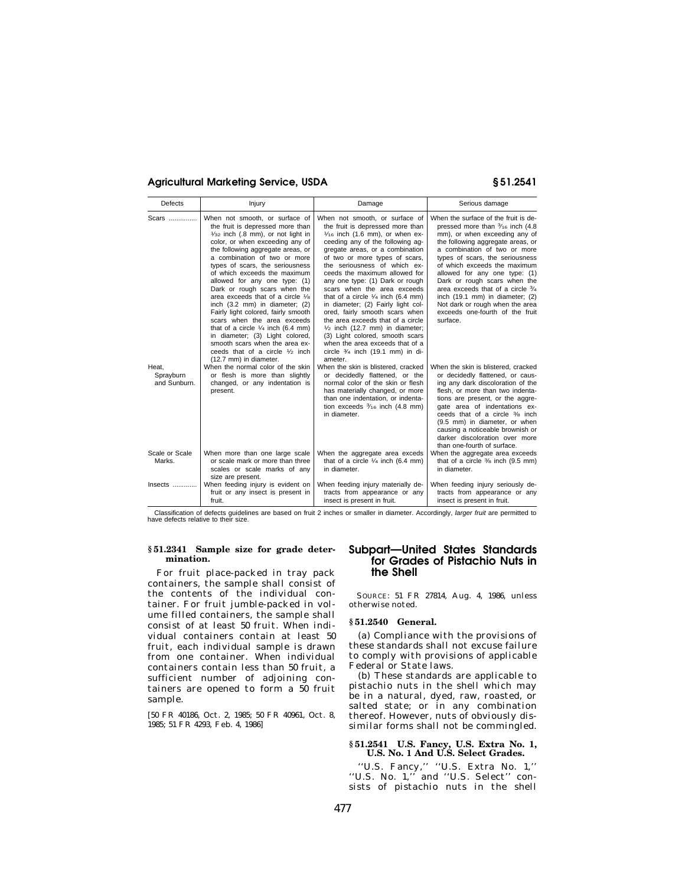| Defects | Injury | Damage | Serious damage |
|---|---|---|---|
| Scars | When not smooth, or surface of the fruit is depressed more than 1⁄32 inch (.8 mm), or not light in color, or when exceeding any of the following aggregate areas, or a combination of two or more types of scars, the seriousness of which exceeds the maximum allowed for any one type: (1) Dark or rough scars when the area exceeds that of a circle 1⁄8 inch (3.2 mm) in diameter; (2) Fairly light colored, fairly smooth scars when the area exceeds that of a circle 1⁄4 inch (6.4 mm) in diameter; (3) Light colored, smooth scars when the area exceeds that of a circle 1⁄2 inch (12.7 mm) in diameter. | When not smooth, or surface of the fruit is depressed more than 1⁄16 inch (1.6 mm), or when exceeding any of the following aggregate areas, or a combination of two or more types of scars, the seriousness of which exceeds the maximum allowed for any one type: (1) Dark or rough scars when the area exceeds that of a circle 1⁄4 inch (6.4 mm) in diameter; (2) Fairly light colored, fairly smooth scars when the area exceeds that of a circle 1⁄2 inch (12.7 mm) in diameter; (3) Light colored, smooth scars when the area exceeds that of a circle 3⁄4 inch (19.1 mm) in diameter. | When the surface of the fruit is depressed more than 3⁄16 inch (4.8 mm), or when exceeding any of the following aggregate areas, or a combination of two or more types of scars, the seriousness of which exceeds the maximum allowed for any one type: (1) Dark or rough scars when the area exceeds that of a circle 3⁄4 inch (19.1 mm) in diameter; (2) Not dark or rough when the area exceeds one-fourth of the fruit surface. |
| Heat, Sprayburn and Sunburn. | When the normal color of the skin or flesh is more than slightly changed, or any indentation is present. | When the skin is blistered, cracked or decidedly flattened, or the normal color of the skin or flesh has materially changed, or more than one indentation, or indentation exceeds 3⁄16 inch (4.8 mm) in diameter. | When the skin is blistered, cracked or decidedly flattened, or causing any dark discoloration of the flesh, or more than two indentations are present, or the aggregate area of indentations exceeds that of a circle 3⁄8 inch (9.5 mm) in diameter, or when causing a noticeable brownish or darker discoloration over more than one-fourth of surface. |
| Scale or Scale Marks. | When more than one large scale or scale mark or more than three scales or scale marks of any size are present. | When the aggregate area exceeds that of a circle 1⁄4 inch (6.4 mm) in diameter. | When the aggregate area exceeds that of a circle 3⁄8 inch (9.5 mm) in diameter. |
| Insects | When feeding injury is evident on fruit or any insect is present in fruit. | When feeding injury materially detracts from appearance or any insect is present in fruit. | When feeding injury seriously detracts from appearance or any insect is present in fruit. |

Classification of defects guidelines are based on fruit 2 inches or smaller in diameter. Accordingly, *larger fruit* are permitted to have defects relative to their size.

### § 51.2341 Sample size for grade determination.

For fruit place-packed in tray pack containers, the sample shall consist of the contents of the individual container. For fruit jumble-packed in volume filled containers, the sample shall consist of at least 50 fruit. When individual containers contain at least 50 fruit, each individual sample is drawn from one container. When individual containers contain less than 50 fruit, a sufficient number of adjoining containers are opened to form a 50 fruit sample.

[50 FR 40186, Oct. 2, 1985; 50 FR 40961, Oct. 8, 1985; 51 FR 4293, Feb. 4, 1986]

## Subpart—United States Standards for Grades of Pistachio Nuts in the Shell

SOURCE: 51 FR 27814, Aug. 4, 1986, unless otherwise noted.

### § 51.2540 General.

(a) Compliance with the provisions of these standards shall not excuse failure to comply with provisions of applicable Federal or State laws.

(b) These standards are applicable to pistachio nuts in the shell which may be in a natural, dyed, raw, roasted, or salted state; or in any combination thereof. However, nuts of obviously dissimilar forms shall not be commingled.

### § 51.2541 U.S. Fancy, U.S. Extra No. 1, U.S. No. 1 And U.S. Select Grades.

''U.S. Fancy,'' ''U.S. Extra No. 1,'' ''U.S. No. 1,'' and ''U.S. Select'' consists of pistachio nuts in the shell